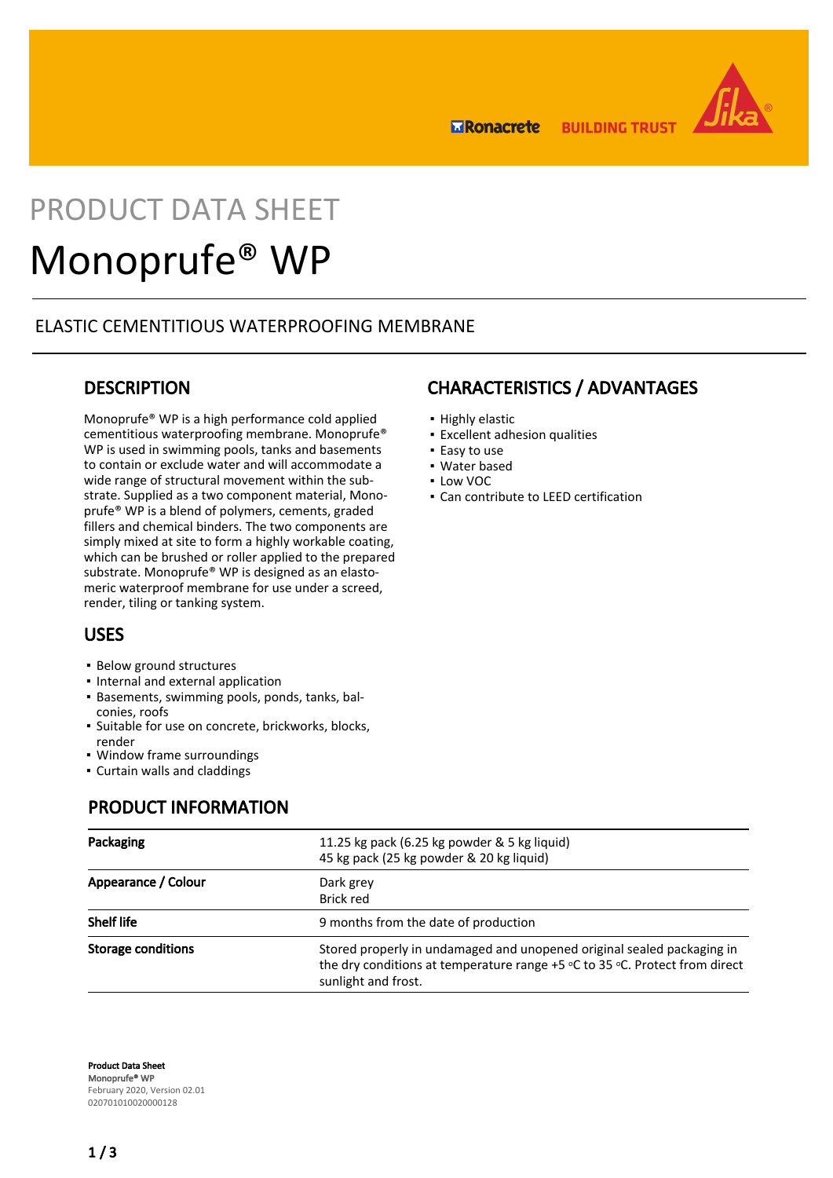# PRODUCT DATA SHEET

# Monoprufe® WP

ELASTIC CEMENTITIOUS WATERPROOFING MEMBRANE

## DESCRIPTION

Monoprufe® WP is a high performance cold applied cementitious waterproofing membrane. Monoprufe® WP is used in swimming pools, tanks and basements to contain or exclude water and will accommodate a wide range of structural movement within the substrate. Supplied as a two component material, Monoprufe® WP is a blend of polymers, cements, graded fillers and chemical binders. The two components are simply mixed at site to form a highly workable coating, which can be brushed or roller applied to the prepared substrate. Monoprufe® WP is designed as an elastomeric waterproof membrane for use under a screed, render, tiling or tanking system.

## USES

- Below ground structures
- Internal and external application
- Basements, swimming pools, ponds, tanks, balconies, roofs
- Suitable for use on concrete, brickworks, blocks, render
- Window frame surroundings
- Curtain walls and claddings

## CHARACTERISTICS / ADVANTAGES

- Highly elastic
- Excellent adhesion qualities
- Easy to use
- Water based
- Low VOC
- Can contribute to LEED certification

## PRODUCT INFORMATION

| | |
|---|---|
| **Packaging** | 11.25 kg pack (6.25 kg powder & 5 kg liquid)<br>45 kg pack (25 kg powder & 20 kg liquid) |
| **Appearance / Colour** | Dark grey<br>Brick red |
| **Shelf life** | 9 months from the date of production |
| **Storage conditions** | Stored properly in undamaged and unopened original sealed packaging in the dry conditions at temperature range +5 °C to 35 °C. Protect from direct sunlight and frost. |

**Product Data Sheet**
**Monoprufe® WP**
February 2020, Version 02.01
020701010020000128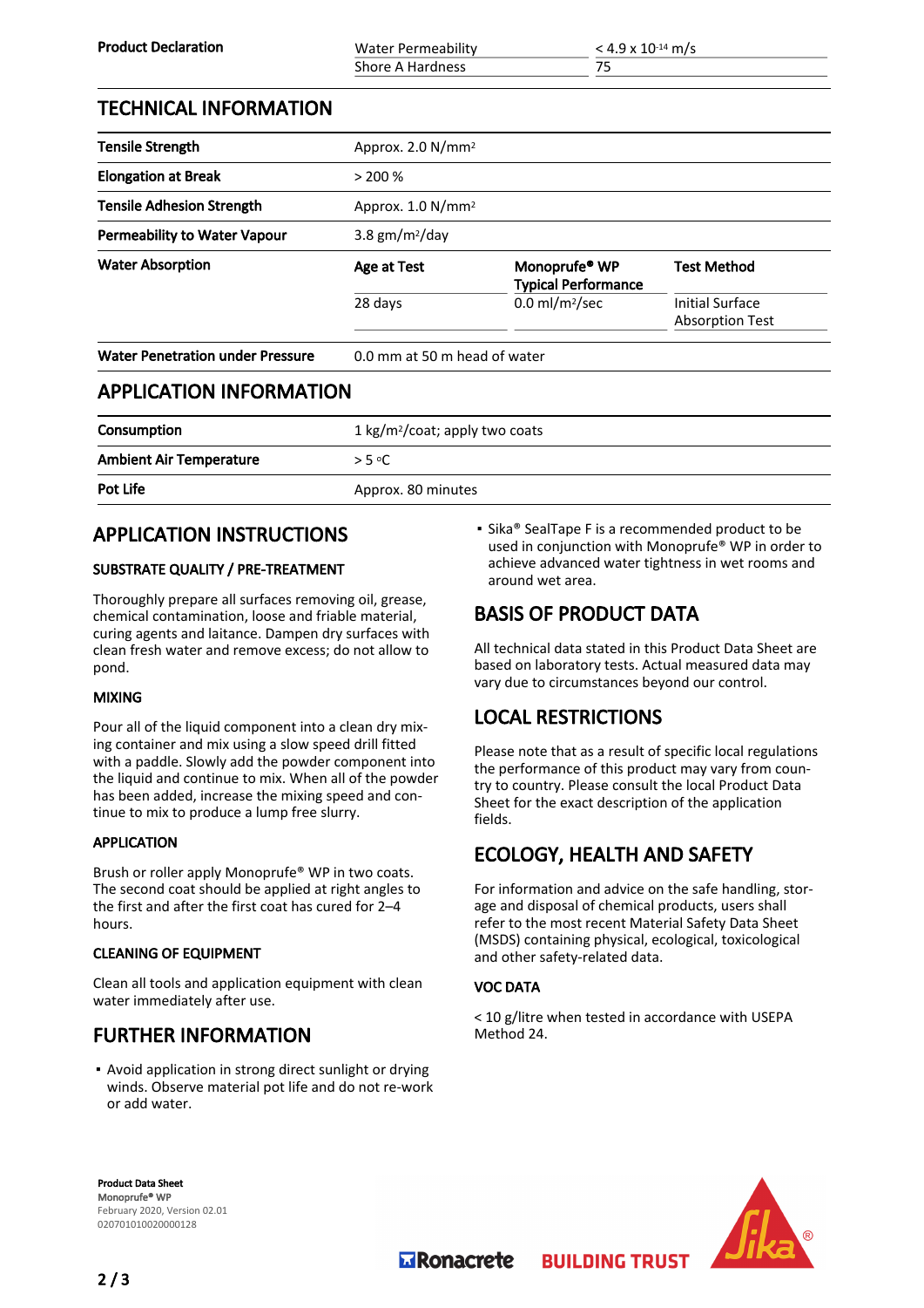| Product Declaration | Water Permeability | $< 4.9 \times 10^{-14}$ m/s |
|---|---|---|
| | Shore A Hardness | 75 |

## TECHNICAL INFORMATION

| | | | |
|---|---|---|---|
| **Tensile Strength** | Approx. 2.0 N/mm² | | |
| **Elongation at Break** | > 200 % | | |
| **Tensile Adhesion Strength** | Approx. 1.0 N/mm² | | |
| **Permeability to Water Vapour** | 3.8 gm/m²/day | | |
| **Water Absorption** | **Age at Test** | **Monoprufe® WP Typical Performance** | **Test Method** |
| | 28 days | 0.0 ml/m²/sec | Initial Surface Absorption Test |
| **Water Penetration under Pressure** | 0.0 mm at 50 m head of water | | |

## APPLICATION INFORMATION

| | |
|---|---|
| **Consumption** | 1 kg/m²/coat; apply two coats |
| **Ambient Air Temperature** | > 5 °C |
| **Pot Life** | Approx. 80 minutes |

## APPLICATION INSTRUCTIONS

### SUBSTRATE QUALITY / PRE-TREATMENT

Thoroughly prepare all surfaces removing oil, grease, chemical contamination, loose and friable material, curing agents and laitance. Dampen dry surfaces with clean fresh water and remove excess; do not allow to pond.

### MIXING

Pour all of the liquid component into a clean dry mixing container and mix using a slow speed drill fitted with a paddle. Slowly add the powder component into the liquid and continue to mix. When all of the powder has been added, increase the mixing speed and continue to mix to produce a lump free slurry.

### APPLICATION

Brush or roller apply Monoprufe® WP in two coats. The second coat should be applied at right angles to the first and after the first coat has cured for 2–4 hours.

### CLEANING OF EQUIPMENT

Clean all tools and application equipment with clean water immediately after use.

## FURTHER INFORMATION

- Avoid application in strong direct sunlight or drying winds. Observe material pot life and do not re-work or add water.
- Sika® SealTape F is a recommended product to be used in conjunction with Monoprufe® WP in order to achieve advanced water tightness in wet rooms and around wet area.

## BASIS OF PRODUCT DATA

All technical data stated in this Product Data Sheet are based on laboratory tests. Actual measured data may vary due to circumstances beyond our control.

## LOCAL RESTRICTIONS

Please note that as a result of specific local regulations the performance of this product may vary from country to country. Please consult the local Product Data Sheet for the exact description of the application fields.

## ECOLOGY, HEALTH AND SAFETY

For information and advice on the safe handling, storage and disposal of chemical products, users shall refer to the most recent Material Safety Data Sheet (MSDS) containing physical, ecological, toxicological and other safety-related data.

### VOC DATA

< 10 g/litre when tested in accordance with USEPA Method 24.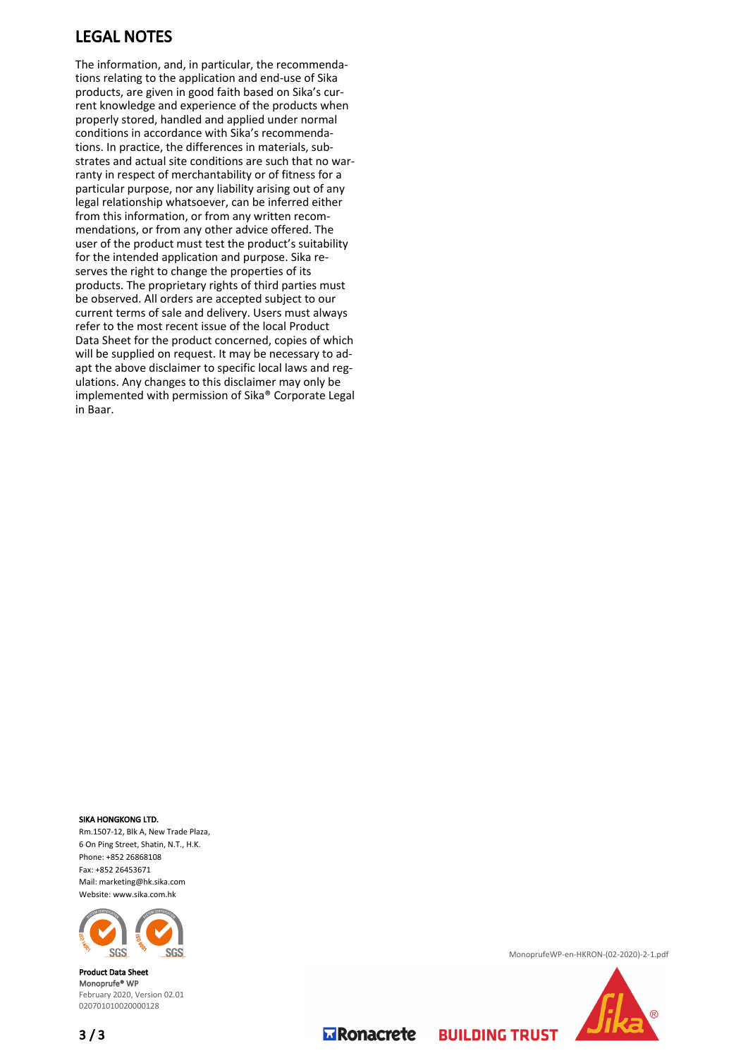## LEGAL NOTES

The information, and, in particular, the recommendations relating to the application and end-use of Sika products, are given in good faith based on Sika's current knowledge and experience of the products when properly stored, handled and applied under normal conditions in accordance with Sika's recommendations. In practice, the differences in materials, substrates and actual site conditions are such that no warranty in respect of merchantability or of fitness for a particular purpose, nor any liability arising out of any legal relationship whatsoever, can be inferred either from this information, or from any written recommendations, or from any other advice offered. The user of the product must test the product's suitability for the intended application and purpose. Sika reserves the right to change the properties of its products. The proprietary rights of third parties must be observed. All orders are accepted subject to our current terms of sale and delivery. Users must always refer to the most recent issue of the local Product Data Sheet for the product concerned, copies of which will be supplied on request. It may be necessary to adapt the above disclaimer to specific local laws and regulations. Any changes to this disclaimer may only be implemented with permission of Sika® Corporate Legal in Baar.

**SIKA HONGKONG LTD.**
Rm.1507-12, Blk A, New Trade Plaza,
6 On Ping Street, Shatin, N.T., H.K.
Phone: +852 26868108
Fax: +852 26453671
Mail: marketing@hk.sika.com
Website: www.sika.com.hk

**Product Data Sheet**
**Monoprufe® WP**
February 2020, Version 02.01
020701010020000128

MonoprufeWP-en-HKRON-(02-2020)-2-1.pdf

Ronacrete BUILDING TRUST